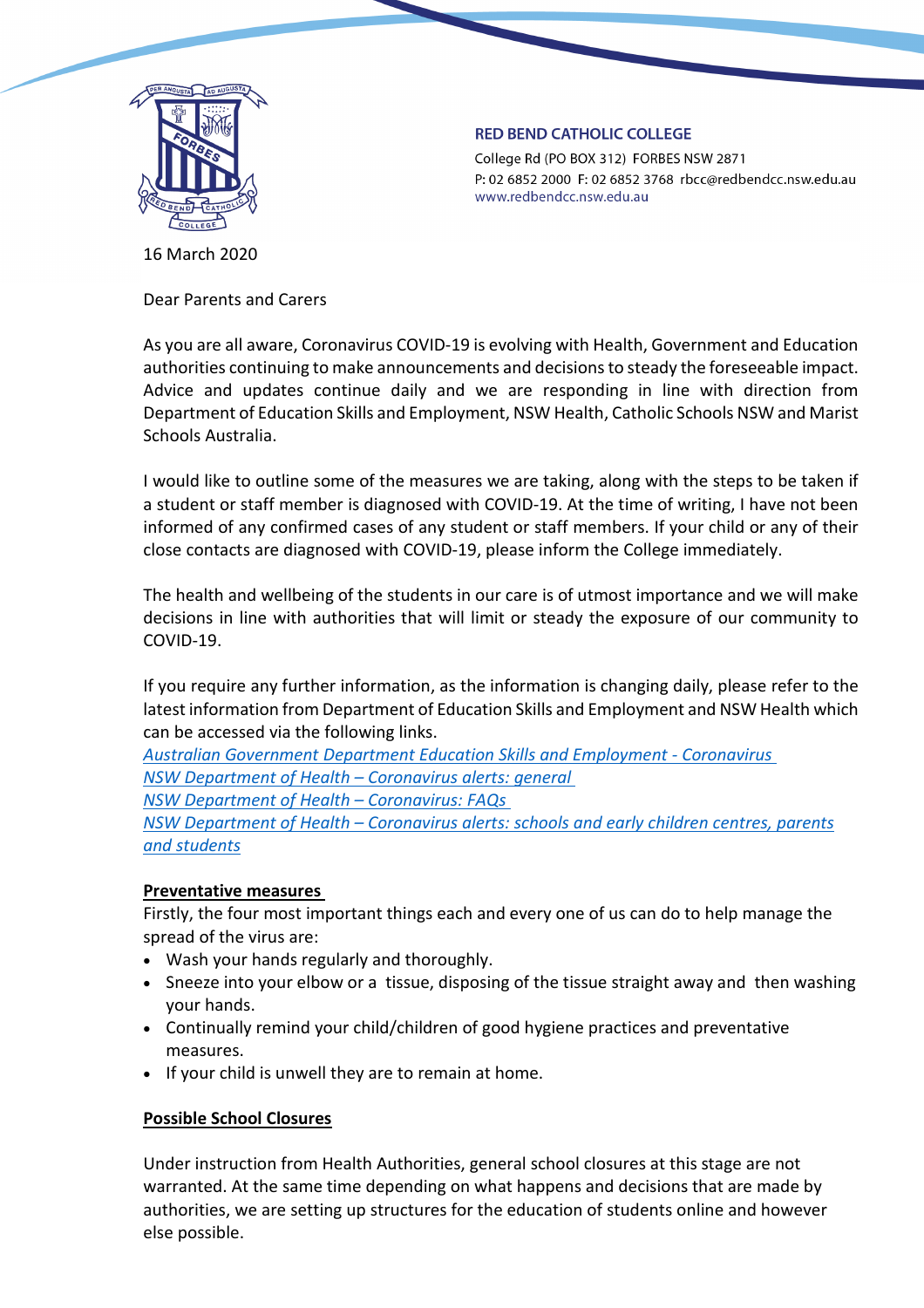**RED BEND CATHOLIC COLLEGE**

College Rd (PO BOX 312) FORBES NSW 2871
P: 02 6852 2000 F: 02 6852 3768 rbcc@redbendcc.nsw.edu.au
www.redbendcc.nsw.edu.au

16 March 2020

Dear Parents and Carers

As you are all aware, Coronavirus COVID-19 is evolving with Health, Government and Education authorities continuing to make announcements and decisions to steady the foreseeable impact. Advice and updates continue daily and we are responding in line with direction from Department of Education Skills and Employment, NSW Health, Catholic Schools NSW and Marist Schools Australia.

I would like to outline some of the measures we are taking, along with the steps to be taken if a student or staff member is diagnosed with COVID-19. At the time of writing, I have not been informed of any confirmed cases of any student or staff members. If your child or any of their close contacts are diagnosed with COVID-19, please inform the College immediately.

The health and wellbeing of the students in our care is of utmost importance and we will make decisions in line with authorities that will limit or steady the exposure of our community to COVID-19.

If you require any further information, as the information is changing daily, please refer to the latest information from Department of Education Skills and Employment and NSW Health which can be accessed via the following links.

*Australian Government Department Education Skills and Employment - Coronavirus*
*NSW Department of Health – Coronavirus alerts: general*
*NSW Department of Health – Coronavirus: FAQs*
*NSW Department of Health – Coronavirus alerts: schools and early children centres, parents and students*

**Preventative measures**

Firstly, the four most important things each and every one of us can do to help manage the spread of the virus are:

- Wash your hands regularly and thoroughly.
- Sneeze into your elbow or a tissue, disposing of the tissue straight away and then washing your hands.
- Continually remind your child/children of good hygiene practices and preventative measures.
- If your child is unwell they are to remain at home.

**Possible School Closures**

Under instruction from Health Authorities, general school closures at this stage are not warranted. At the same time depending on what happens and decisions that are made by authorities, we are setting up structures for the education of students online and however else possible.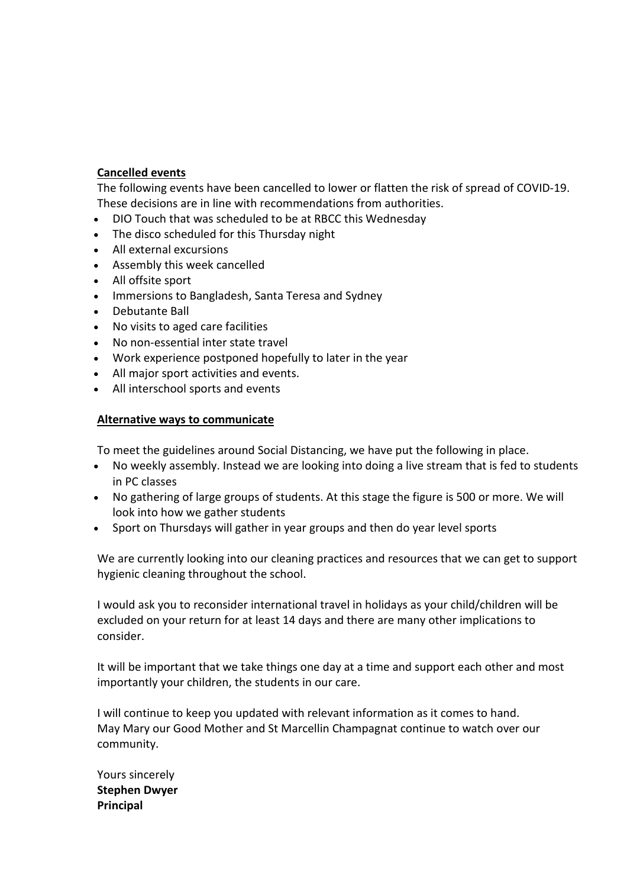**Cancelled events**

The following events have been cancelled to lower or flatten the risk of spread of COVID-19. These decisions are in line with recommendations from authorities.

- DIO Touch that was scheduled to be at RBCC this Wednesday
- The disco scheduled for this Thursday night
- All external excursions
- Assembly this week cancelled
- All offsite sport
- Immersions to Bangladesh, Santa Teresa and Sydney
- Debutante Ball
- No visits to aged care facilities
- No non-essential inter state travel
- Work experience postponed hopefully to later in the year
- All major sport activities and events.
- All interschool sports and events

**Alternative ways to communicate**

To meet the guidelines around Social Distancing, we have put the following in place.

- No weekly assembly. Instead we are looking into doing a live stream that is fed to students in PC classes
- No gathering of large groups of students. At this stage the figure is 500 or more. We will look into how we gather students
- Sport on Thursdays will gather in year groups and then do year level sports

We are currently looking into our cleaning practices and resources that we can get to support hygienic cleaning throughout the school.

I would ask you to reconsider international travel in holidays as your child/children will be excluded on your return for at least 14 days and there are many other implications to consider.

It will be important that we take things one day at a time and support each other and most importantly your children, the students in our care.

I will continue to keep you updated with relevant information as it comes to hand.
May Mary our Good Mother and St Marcellin Champagnat continue to watch over our community.

Yours sincerely
**Stephen Dwyer**
**Principal**